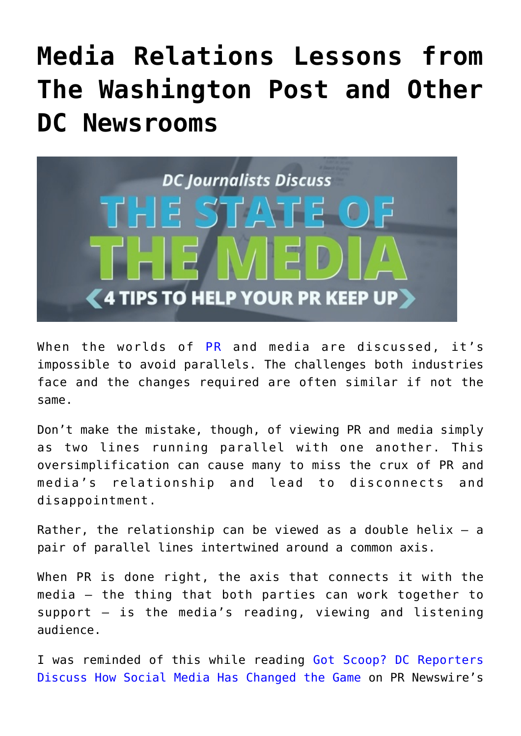# Media Relations Lessons from The Washington Post and Other DC Newsrooms

When the worlds of PR and media are discussed, it's impossible to avoid parallels. The challenges both industries face and the changes required are often similar if not the same.

Don't make the mistake, though, of viewing PR and media simply as two lines running parallel with one another. This oversimplification can cause many to miss the crux of PR and media's relationship and lead to disconnects and disappointment.

Rather, the relationship can be viewed as a double helix – a pair of parallel lines intertwined around a common axis.

When PR is done right, the axis that connects it with the media – the thing that both parties can work together to support – is the media's reading, viewing and listening audience.

I was reminded of this while reading Got Scoop? DC Reporters Discuss How Social Media Has Changed the Game on PR Newswire's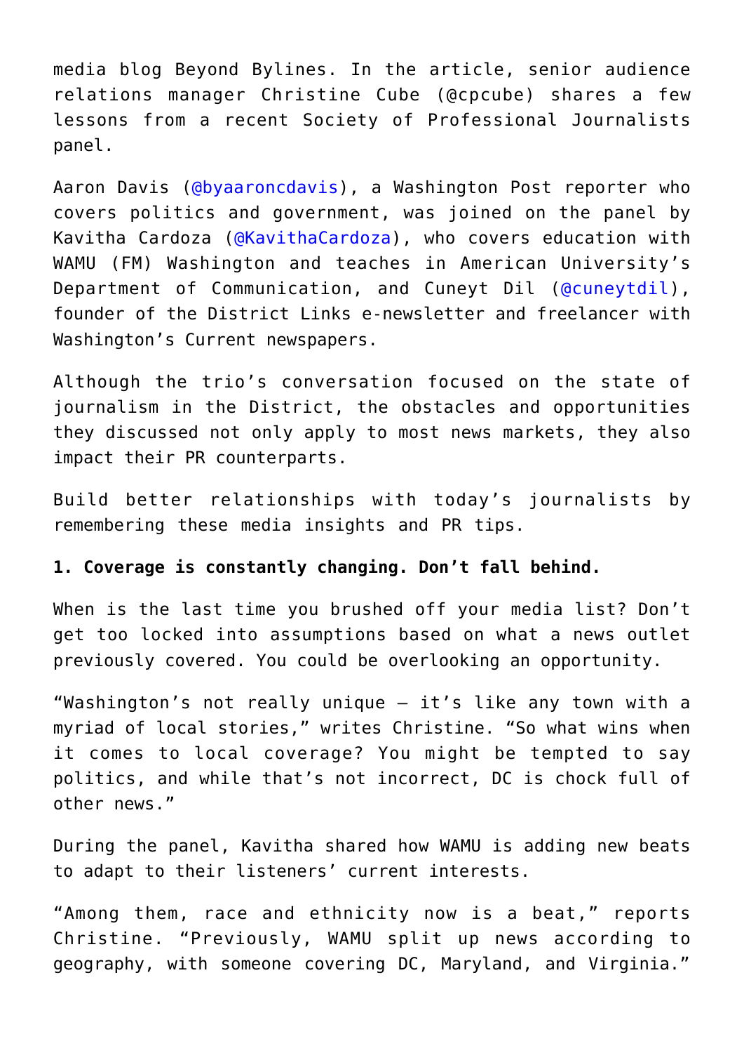media blog Beyond Bylines. In the article, senior audience relations manager Christine Cube (@cpcube) shares a few lessons from a recent Society of Professional Journalists panel.

Aaron Davis (@byaaroncdavis), a Washington Post reporter who covers politics and government, was joined on the panel by Kavitha Cardoza (@KavithaCardoza), who covers education with WAMU (FM) Washington and teaches in American University's Department of Communication, and Cuneyt Dil (@cuneytdil), founder of the District Links e-newsletter and freelancer with Washington's Current newspapers.

Although the trio's conversation focused on the state of journalism in the District, the obstacles and opportunities they discussed not only apply to most news markets, they also impact their PR counterparts.

Build better relationships with today's journalists by remembering these media insights and PR tips.

**1. Coverage is constantly changing. Don't fall behind.**

When is the last time you brushed off your media list? Don't get too locked into assumptions based on what a news outlet previously covered. You could be overlooking an opportunity.

"Washington's not really unique – it's like any town with a myriad of local stories," writes Christine. "So what wins when it comes to local coverage? You might be tempted to say politics, and while that's not incorrect, DC is chock full of other news."

During the panel, Kavitha shared how WAMU is adding new beats to adapt to their listeners' current interests.

"Among them, race and ethnicity now is a beat," reports Christine. "Previously, WAMU split up news according to geography, with someone covering DC, Maryland, and Virginia."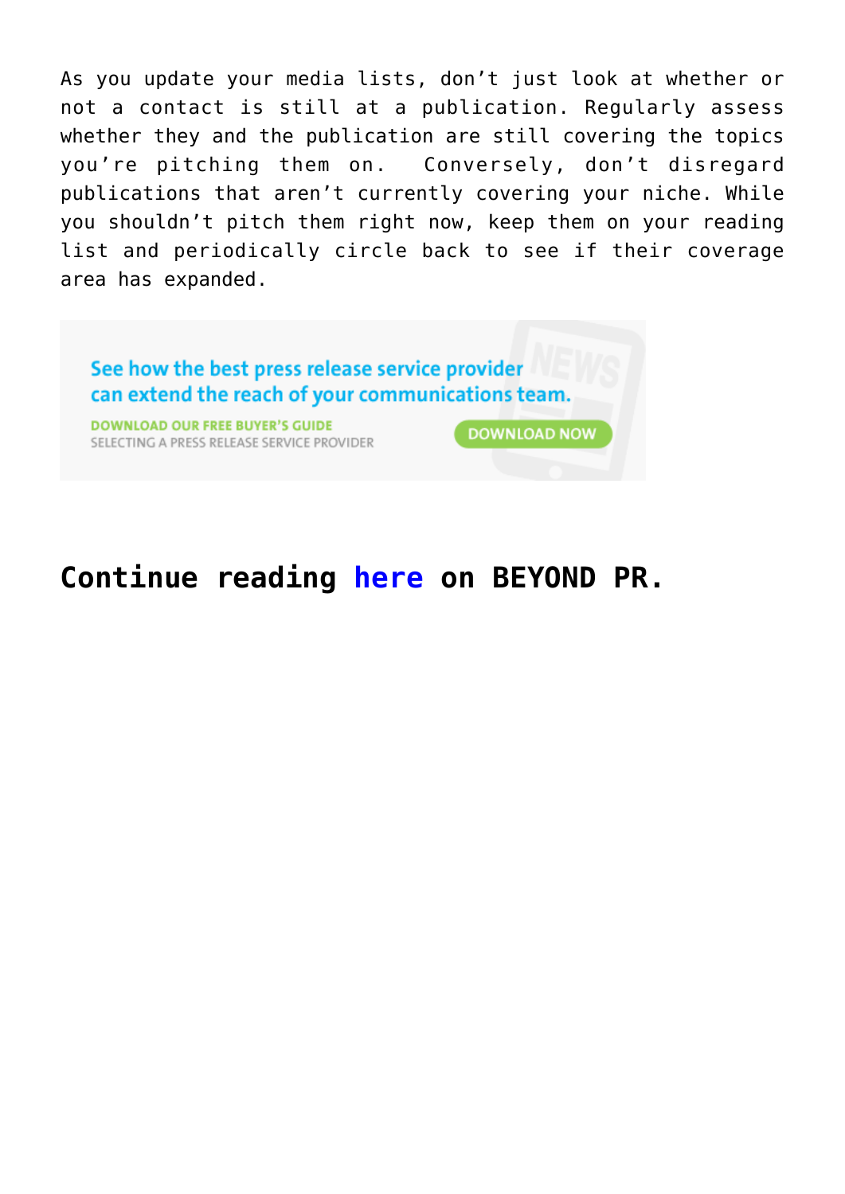As you update your media lists, don't just look at whether or not a contact is still at a publication. Regularly assess whether they and the publication are still covering the topics you're pitching them on. Conversely, don't disregard publications that aren't currently covering your niche. While you shouldn't pitch them right now, keep them on your reading list and periodically circle back to see if their coverage area has expanded.

See how the best press release service provider can extend the reach of your communications team.

DOWNLOAD OUR FREE BUYER'S GUIDE
SELECTING A PRESS RELEASE SERVICE PROVIDER

DOWNLOAD NOW

## Continue reading here on BEYOND PR.